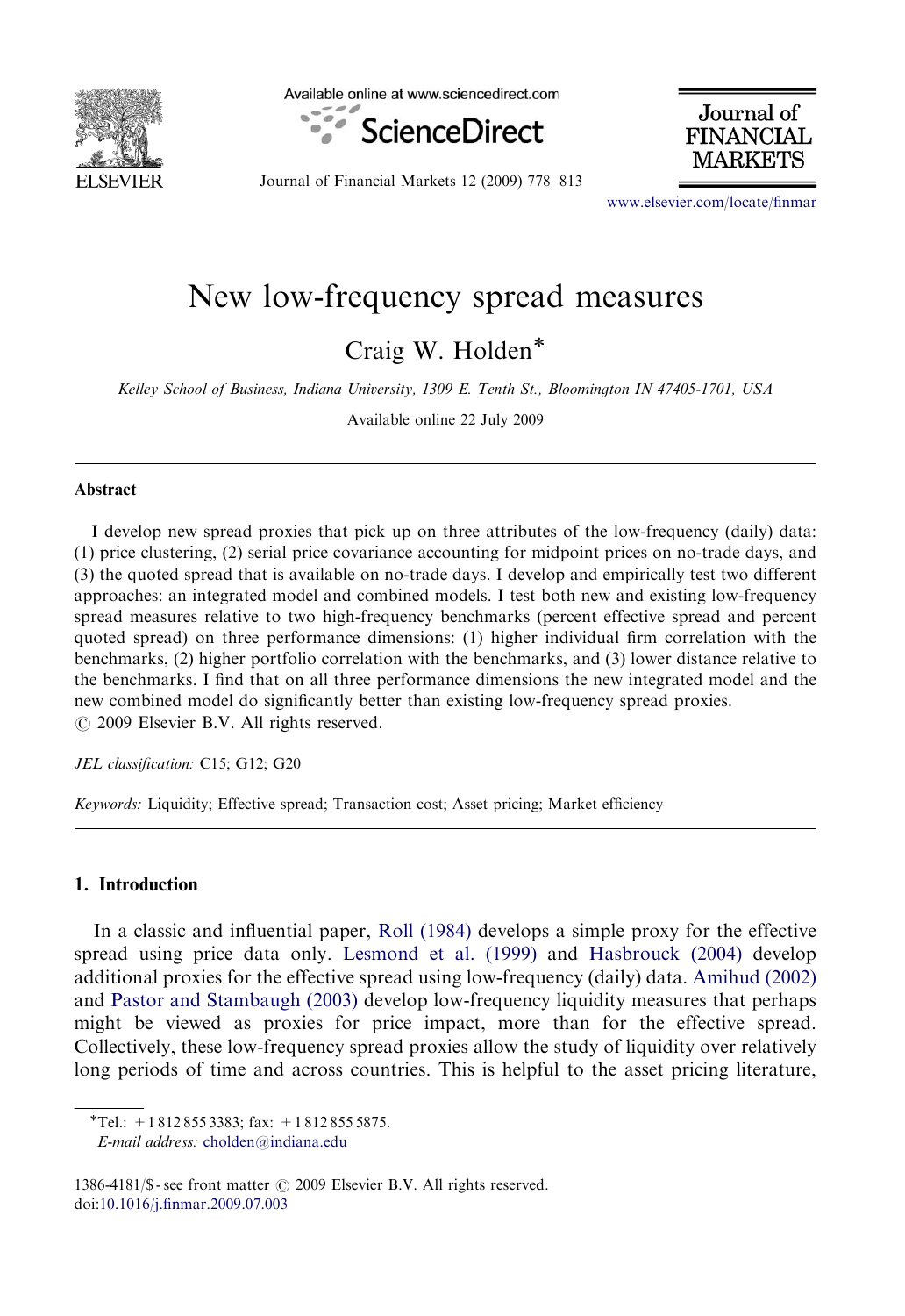# New low-frequency spread measures

Craig W. Holden*

*Kelley School of Business, Indiana University, 1309 E. Tenth St., Bloomington IN 47405-1701, USA*

Available online 22 July 2009

## Abstract

I develop new spread proxies that pick up on three attributes of the low-frequency (daily) data: (1) price clustering, (2) serial price covariance accounting for midpoint prices on no-trade days, and (3) the quoted spread that is available on no-trade days. I develop and empirically test two different approaches: an integrated model and combined models. I test both new and existing low-frequency spread measures relative to two high-frequency benchmarks (percent effective spread and percent quoted spread) on three performance dimensions: (1) higher individual firm correlation with the benchmarks, (2) higher portfolio correlation with the benchmarks, and (3) lower distance relative to the benchmarks. I find that on all three performance dimensions the new integrated model and the new combined model do significantly better than existing low-frequency spread proxies.
© 2009 Elsevier B.V. All rights reserved.

*JEL classification:* C15; G12; G20

*Keywords:* Liquidity; Effective spread; Transaction cost; Asset pricing; Market efficiency

## 1. Introduction

In a classic and influential paper, Roll (1984) develops a simple proxy for the effective spread using price data only. Lesmond et al. (1999) and Hasbrouck (2004) develop additional proxies for the effective spread using low-frequency (daily) data. Amihud (2002) and Pastor and Stambaugh (2003) develop low-frequency liquidity measures that perhaps might be viewed as proxies for price impact, more than for the effective spread. Collectively, these low-frequency spread proxies allow the study of liquidity over relatively long periods of time and across countries. This is helpful to the asset pricing literature,

*Tel.: +1 812 855 3383; fax: +1 812 855 5875.
*E-mail address:* cholden@indiana.edu

1386-4181/$ - see front matter © 2009 Elsevier B.V. All rights reserved.
doi:10.1016/j.finmar.2009.07.003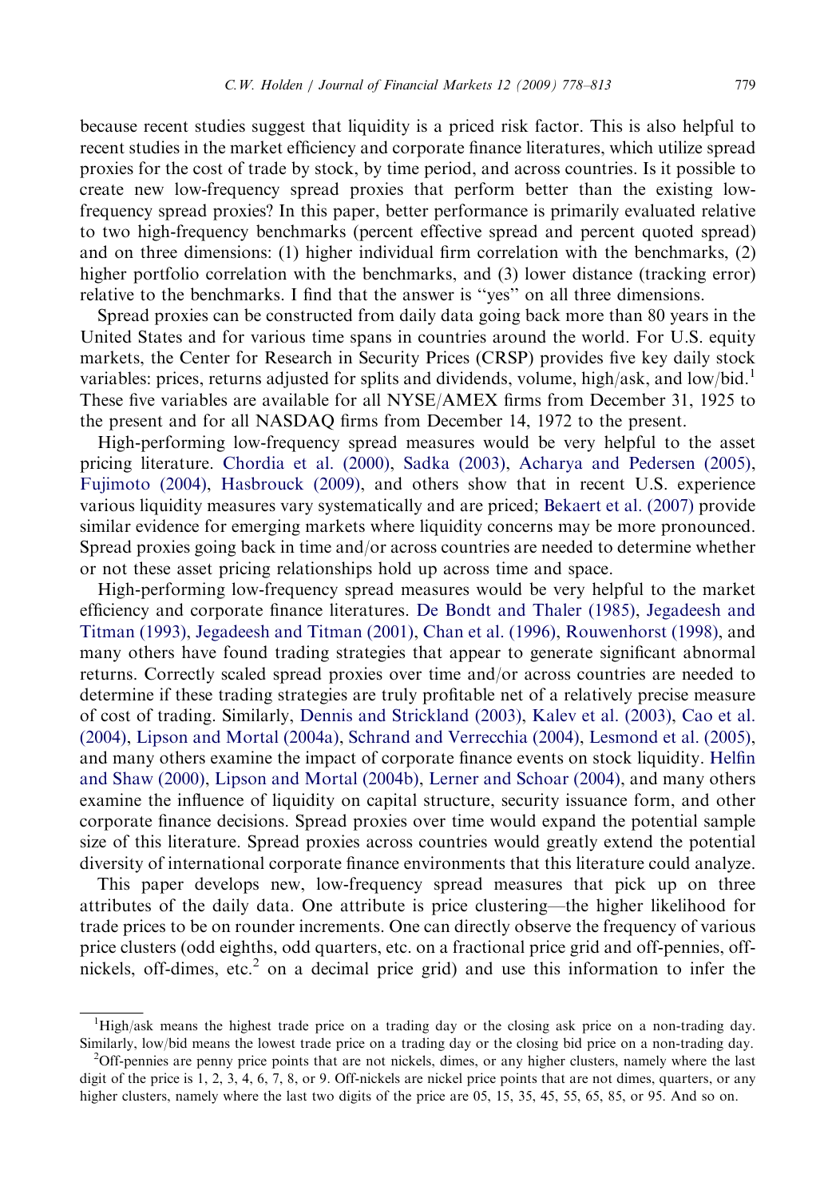because recent studies suggest that liquidity is a priced risk factor. This is also helpful to recent studies in the market efficiency and corporate finance literatures, which utilize spread proxies for the cost of trade by stock, by time period, and across countries. Is it possible to create new low-frequency spread proxies that perform better than the existing low-frequency spread proxies? In this paper, better performance is primarily evaluated relative to two high-frequency benchmarks (percent effective spread and percent quoted spread) and on three dimensions: (1) higher individual firm correlation with the benchmarks, (2) higher portfolio correlation with the benchmarks, and (3) lower distance (tracking error) relative to the benchmarks. I find that the answer is "yes" on all three dimensions.

Spread proxies can be constructed from daily data going back more than 80 years in the United States and for various time spans in countries around the world. For U.S. equity markets, the Center for Research in Security Prices (CRSP) provides five key daily stock variables: prices, returns adjusted for splits and dividends, volume, high/ask, and low/bid.[1] These five variables are available for all NYSE/AMEX firms from December 31, 1925 to the present and for all NASDAQ firms from December 14, 1972 to the present.

High-performing low-frequency spread measures would be very helpful to the asset pricing literature. Chordia et al. (2000), Sadka (2003), Acharya and Pedersen (2005), Fujimoto (2004), Hasbrouck (2009), and others show that in recent U.S. experience various liquidity measures vary systematically and are priced; Bekaert et al. (2007) provide similar evidence for emerging markets where liquidity concerns may be more pronounced. Spread proxies going back in time and/or across countries are needed to determine whether or not these asset pricing relationships hold up across time and space.

High-performing low-frequency spread measures would be very helpful to the market efficiency and corporate finance literatures. De Bondt and Thaler (1985), Jegadeesh and Titman (1993), Jegadeesh and Titman (2001), Chan et al. (1996), Rouwenhorst (1998), and many others have found trading strategies that appear to generate significant abnormal returns. Correctly scaled spread proxies over time and/or across countries are needed to determine if these trading strategies are truly profitable net of a relatively precise measure of cost of trading. Similarly, Dennis and Strickland (2003), Kalev et al. (2003), Cao et al. (2004), Lipson and Mortal (2004a), Schrand and Verrecchia (2004), Lesmond et al. (2005), and many others examine the impact of corporate finance events on stock liquidity. Helfin and Shaw (2000), Lipson and Mortal (2004b), Lerner and Schoar (2004), and many others examine the influence of liquidity on capital structure, security issuance form, and other corporate finance decisions. Spread proxies over time would expand the potential sample size of this literature. Spread proxies across countries would greatly extend the potential diversity of international corporate finance environments that this literature could analyze.

This paper develops new, low-frequency spread measures that pick up on three attributes of the daily data. One attribute is price clustering—the higher likelihood for trade prices to be on rounder increments. One can directly observe the frequency of various price clusters (odd eighths, odd quarters, etc. on a fractional price grid and off-pennies, off-nickels, off-dimes, etc.[2] on a decimal price grid) and use this information to infer the

[1]High/ask means the highest trade price on a trading day or the closing ask price on a non-trading day. Similarly, low/bid means the lowest trade price on a trading day or the closing bid price on a non-trading day.

[2]Off-pennies are penny price points that are not nickels, dimes, or any higher clusters, namely where the last digit of the price is 1, 2, 3, 4, 6, 7, 8, or 9. Off-nickels are nickel price points that are not dimes, quarters, or any higher clusters, namely where the last two digits of the price are 05, 15, 35, 45, 55, 65, 85, or 95. And so on.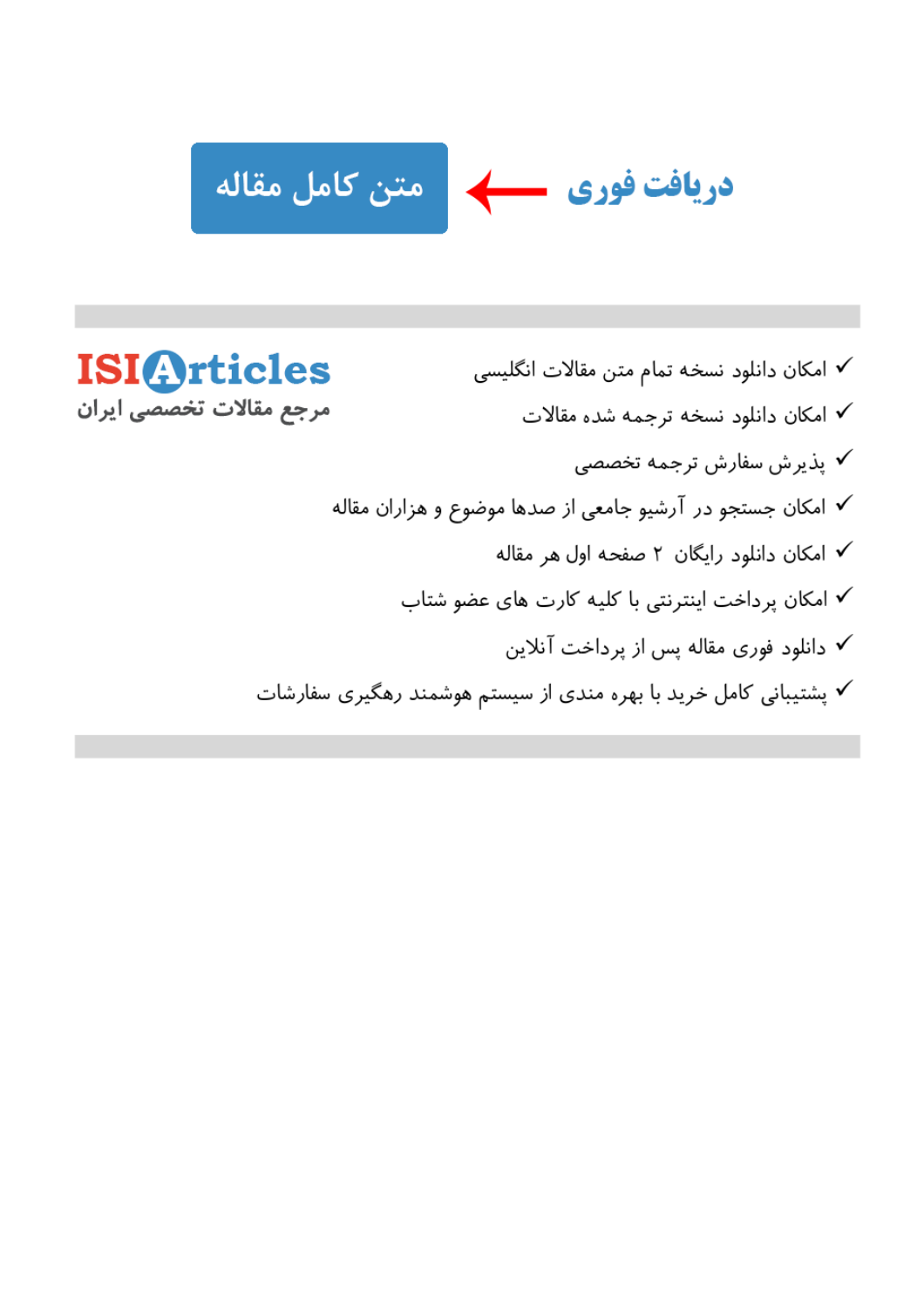دریافت فوری ← **متن کامل مقاله**

**ISIArticles**
مرجع مقالات تخصصی ایران

- ✓ امکان دانلود نسخه تمام متن مقالات انگلیسی
- ✓ امکان دانلود نسخه ترجمه شده مقالات
- ✓ پذیرش سفارش ترجمه تخصصی
- ✓ امکان جستجو در آرشیو جامعی از صدها موضوع و هزاران مقاله
- ✓ امکان دانلود رایگان ۲ صفحه اول هر مقاله
- ✓ امکان پرداخت اینترنتی با کلیه کارت های عضو شتاب
- ✓ دانلود فوری مقاله پس از پرداخت آنلاین
- ✓ پشتیبانی کامل خرید با بهره مندی از سیستم هوشمند رهگیری سفارشات